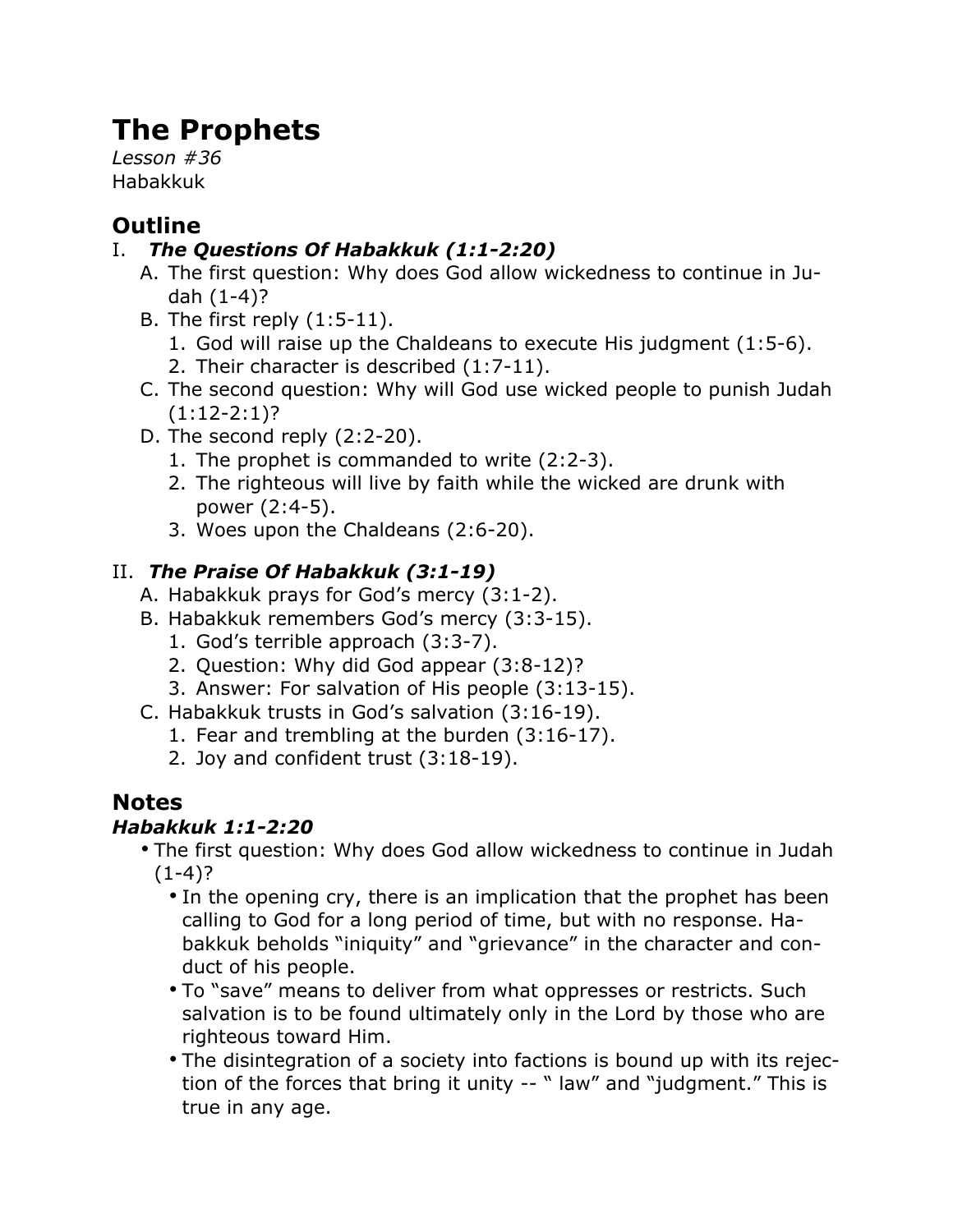# The Prophets

*Lesson #36*
Habakkuk

## Outline

I. ***The Questions Of Habakkuk (1:1-2:20)***
   A. The first question: Why does God allow wickedness to continue in Judah (1-4)?
   B. The first reply (1:5-11).
      1. God will raise up the Chaldeans to execute His judgment (1:5-6).
      2. Their character is described (1:7-11).
   C. The second question: Why will God use wicked people to punish Judah (1:12-2:1)?
   D. The second reply (2:2-20).
      1. The prophet is commanded to write (2:2-3).
      2. The righteous will live by faith while the wicked are drunk with power (2:4-5).
      3. Woes upon the Chaldeans (2:6-20).

II. ***The Praise Of Habakkuk (3:1-19)***
   A. Habakkuk prays for God's mercy (3:1-2).
   B. Habakkuk remembers God's mercy (3:3-15).
      1. God's terrible approach (3:3-7).
      2. Question: Why did God appear (3:8-12)?
      3. Answer: For salvation of His people (3:13-15).
   C. Habakkuk trusts in God's salvation (3:16-19).
      1. Fear and trembling at the burden (3:16-17).
      2. Joy and confident trust (3:18-19).

## Notes

### *Habakkuk 1:1-2:20*

- The first question: Why does God allow wickedness to continue in Judah (1-4)?
  - In the opening cry, there is an implication that the prophet has been calling to God for a long period of time, but with no response. Habakkuk beholds "iniquity" and "grievance" in the character and conduct of his people.
  - To "save" means to deliver from what oppresses or restricts. Such salvation is to be found ultimately only in the Lord by those who are righteous toward Him.
  - The disintegration of a society into factions is bound up with its rejection of the forces that bring it unity -- " law" and "judgment." This is true in any age.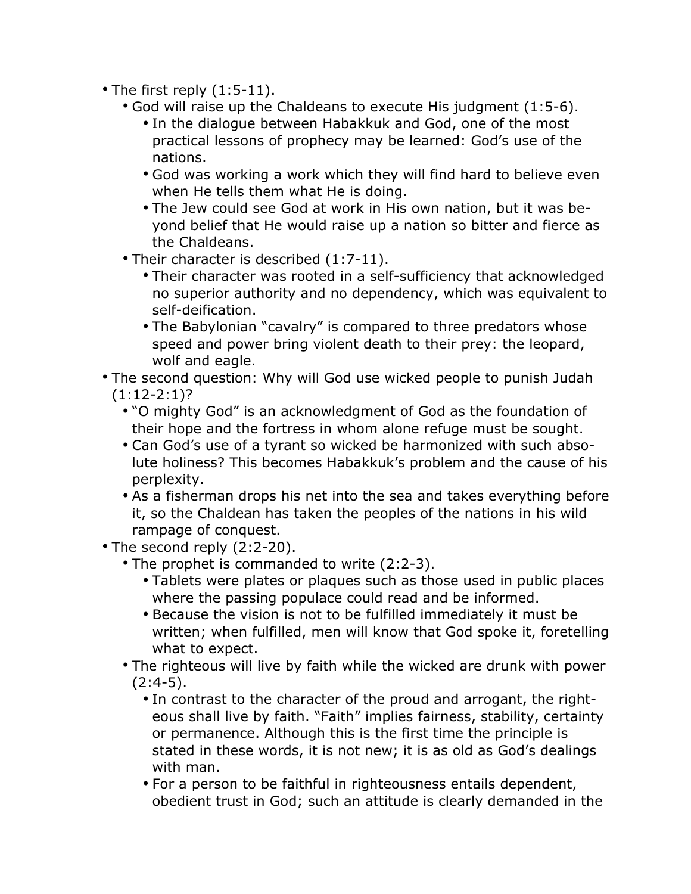- The first reply (1:5-11).
  - God will raise up the Chaldeans to execute His judgment (1:5-6).
    - In the dialogue between Habakkuk and God, one of the most practical lessons of prophecy may be learned: God's use of the nations.
    - God was working a work which they will find hard to believe even when He tells them what He is doing.
    - The Jew could see God at work in His own nation, but it was beyond belief that He would raise up a nation so bitter and fierce as the Chaldeans.
  - Their character is described (1:7-11).
    - Their character was rooted in a self-sufficiency that acknowledged no superior authority and no dependency, which was equivalent to self-deification.
    - The Babylonian "cavalry" is compared to three predators whose speed and power bring violent death to their prey: the leopard, wolf and eagle.
- The second question: Why will God use wicked people to punish Judah (1:12-2:1)?
  - "O mighty God" is an acknowledgment of God as the foundation of their hope and the fortress in whom alone refuge must be sought.
  - Can God's use of a tyrant so wicked be harmonized with such absolute holiness? This becomes Habakkuk's problem and the cause of his perplexity.
  - As a fisherman drops his net into the sea and takes everything before it, so the Chaldean has taken the peoples of the nations in his wild rampage of conquest.
- The second reply (2:2-20).
  - The prophet is commanded to write (2:2-3).
    - Tablets were plates or plaques such as those used in public places where the passing populace could read and be informed.
    - Because the vision is not to be fulfilled immediately it must be written; when fulfilled, men will know that God spoke it, foretelling what to expect.
  - The righteous will live by faith while the wicked are drunk with power (2:4-5).
    - In contrast to the character of the proud and arrogant, the righteous shall live by faith. "Faith" implies fairness, stability, certainty or permanence. Although this is the first time the principle is stated in these words, it is not new; it is as old as God's dealings with man.
    - For a person to be faithful in righteousness entails dependent, obedient trust in God; such an attitude is clearly demanded in the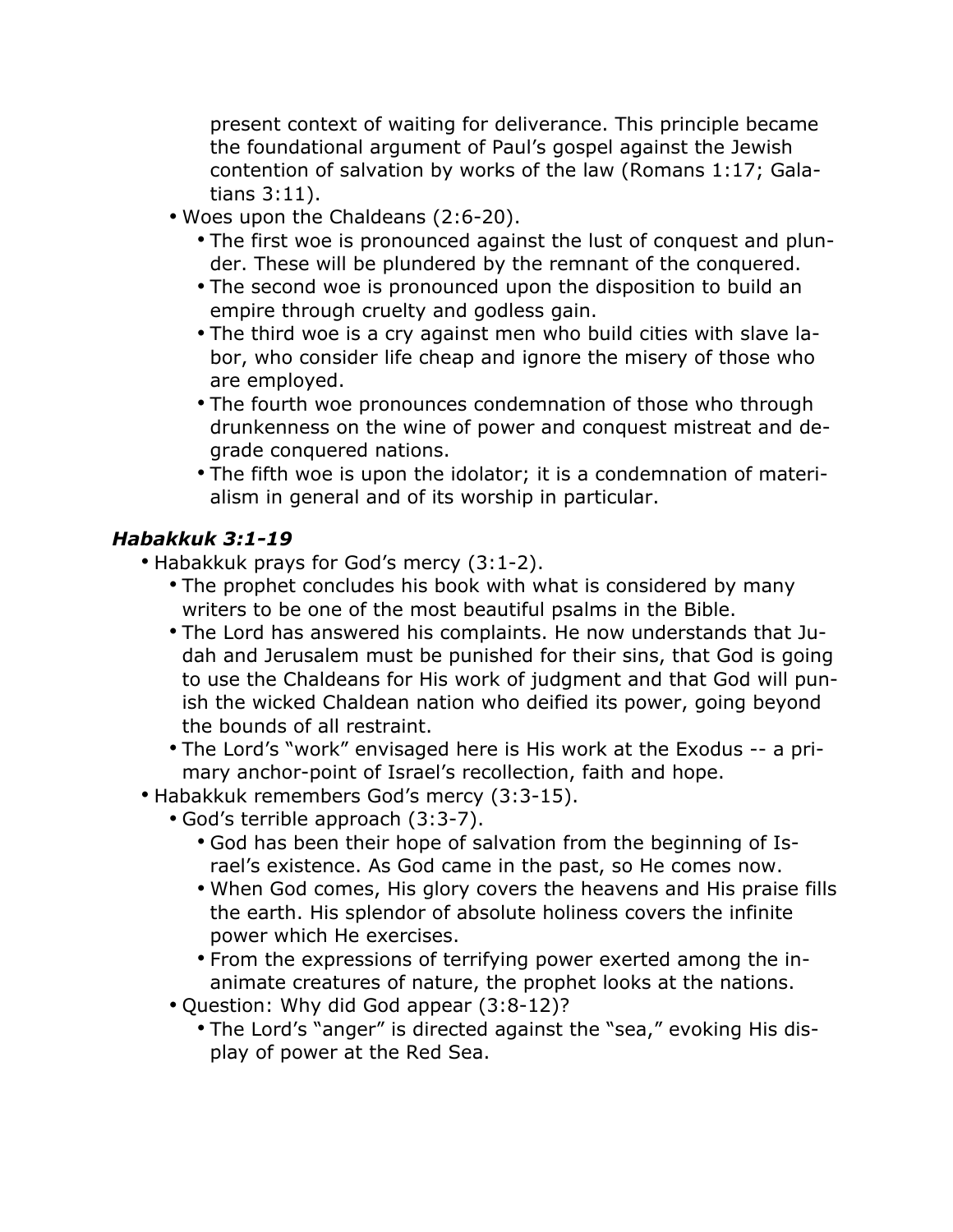present context of waiting for deliverance. This principle became the foundational argument of Paul's gospel against the Jewish contention of salvation by works of the law (Romans 1:17; Galatians 3:11).

- Woes upon the Chaldeans (2:6-20).
  - The first woe is pronounced against the lust of conquest and plunder. These will be plundered by the remnant of the conquered.
  - The second woe is pronounced upon the disposition to build an empire through cruelty and godless gain.
  - The third woe is a cry against men who build cities with slave labor, who consider life cheap and ignore the misery of those who are employed.
  - The fourth woe pronounces condemnation of those who through drunkenness on the wine of power and conquest mistreat and degrade conquered nations.
  - The fifth woe is upon the idolator; it is a condemnation of materialism in general and of its worship in particular.

### *Habakkuk 3:1-19*

- Habakkuk prays for God's mercy (3:1-2).
  - The prophet concludes his book with what is considered by many writers to be one of the most beautiful psalms in the Bible.
  - The Lord has answered his complaints. He now understands that Judah and Jerusalem must be punished for their sins, that God is going to use the Chaldeans for His work of judgment and that God will punish the wicked Chaldean nation who deified its power, going beyond the bounds of all restraint.
  - The Lord's "work" envisaged here is His work at the Exodus -- a primary anchor-point of Israel's recollection, faith and hope.
- Habakkuk remembers God's mercy (3:3-15).
  - God's terrible approach (3:3-7).
    - God has been their hope of salvation from the beginning of Israel's existence. As God came in the past, so He comes now.
    - When God comes, His glory covers the heavens and His praise fills the earth. His splendor of absolute holiness covers the infinite power which He exercises.
    - From the expressions of terrifying power exerted among the inanimate creatures of nature, the prophet looks at the nations.
  - Question: Why did God appear (3:8-12)?
    - The Lord's "anger" is directed against the "sea," evoking His display of power at the Red Sea.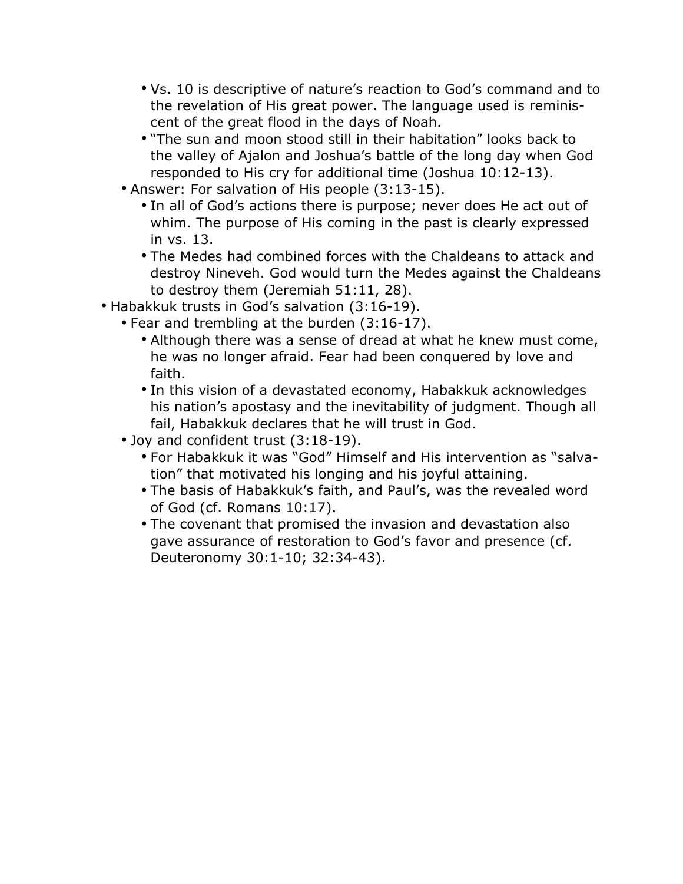- Vs. 10 is descriptive of nature's reaction to God's command and to the revelation of His great power. The language used is reminiscent of the great flood in the days of Noah.
    - "The sun and moon stood still in their habitation" looks back to the valley of Ajalon and Joshua's battle of the long day when God responded to His cry for additional time (Joshua 10:12-13).
  - Answer: For salvation of His people (3:13-15).
    - In all of God's actions there is purpose; never does He act out of whim. The purpose of His coming in the past is clearly expressed in vs. 13.
    - The Medes had combined forces with the Chaldeans to attack and destroy Nineveh. God would turn the Medes against the Chaldeans to destroy them (Jeremiah 51:11, 28).
- Habakkuk trusts in God's salvation (3:16-19).
  - Fear and trembling at the burden (3:16-17).
    - Although there was a sense of dread at what he knew must come, he was no longer afraid. Fear had been conquered by love and faith.
    - In this vision of a devastated economy, Habakkuk acknowledges his nation's apostasy and the inevitability of judgment. Though all fail, Habakkuk declares that he will trust in God.
  - Joy and confident trust (3:18-19).
    - For Habakkuk it was "God" Himself and His intervention as "salvation" that motivated his longing and his joyful attaining.
    - The basis of Habakkuk's faith, and Paul's, was the revealed word of God (cf. Romans 10:17).
    - The covenant that promised the invasion and devastation also gave assurance of restoration to God's favor and presence (cf. Deuteronomy 30:1-10; 32:34-43).